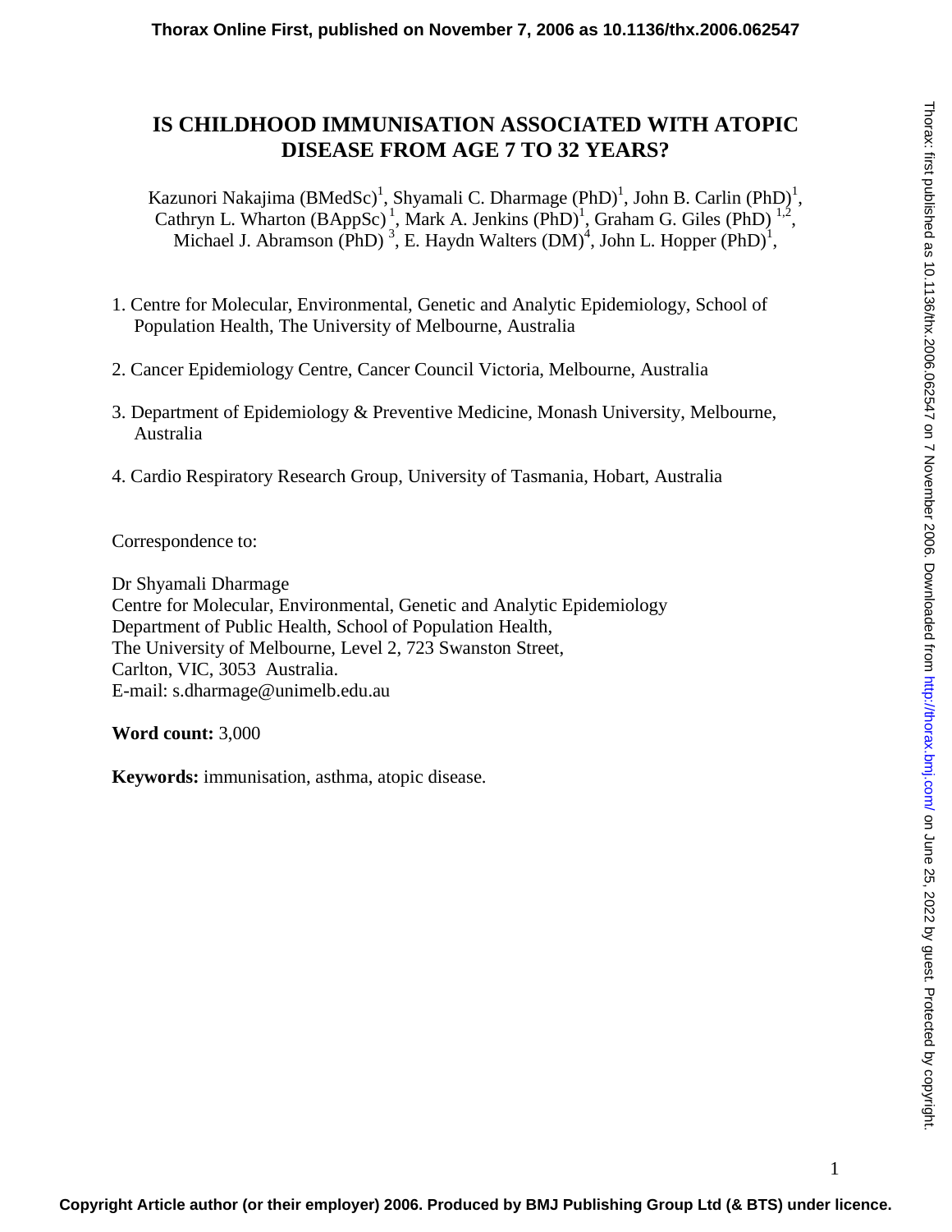# IS CHILDHOOD IMMUNISATION ASSOCIATED WITH ATOPIC DISEASE FROM AGE 7 TO 32 YEARS?

Kazunori Nakajima (BMedSc)[1], Shyamali C. Dharmage (PhD)[1], John B. Carlin (PhD)[1], Cathryn L. Wharton (BAppSc)[1], Mark A. Jenkins (PhD)[1], Graham G. Giles (PhD)[1,2], Michael J. Abramson (PhD)[3], E. Haydn Walters (DM)[4], John L. Hopper (PhD)[1],

1. Centre for Molecular, Environmental, Genetic and Analytic Epidemiology, School of Population Health, The University of Melbourne, Australia

2. Cancer Epidemiology Centre, Cancer Council Victoria, Melbourne, Australia

3. Department of Epidemiology & Preventive Medicine, Monash University, Melbourne, Australia

4. Cardio Respiratory Research Group, University of Tasmania, Hobart, Australia

Correspondence to:

Dr Shyamali Dharmage
Centre for Molecular, Environmental, Genetic and Analytic Epidemiology
Department of Public Health, School of Population Health,
The University of Melbourne, Level 2, 723 Swanston Street,
Carlton, VIC, 3053 Australia.
E-mail: s.dharmage@unimelb.edu.au

**Word count:** 3,000

**Keywords:** immunisation, asthma, atopic disease.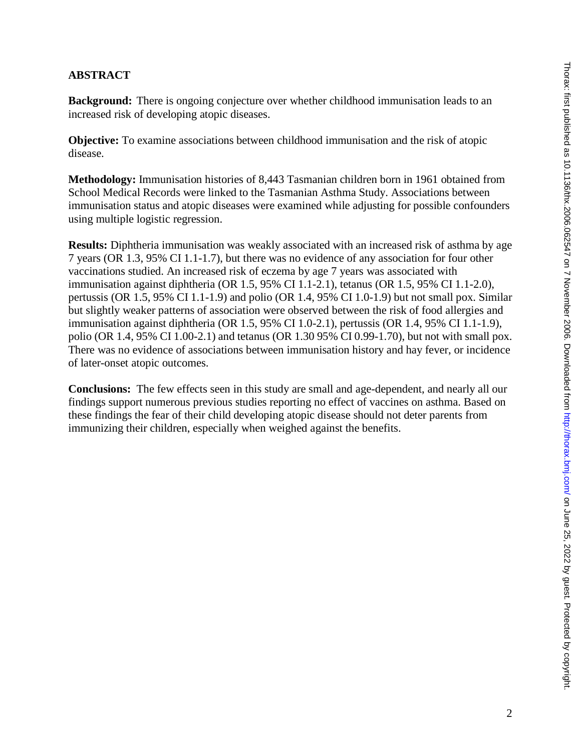## ABSTRACT

**Background:** There is ongoing conjecture over whether childhood immunisation leads to an increased risk of developing atopic diseases.

**Objective:** To examine associations between childhood immunisation and the risk of atopic disease.

**Methodology:** Immunisation histories of 8,443 Tasmanian children born in 1961 obtained from School Medical Records were linked to the Tasmanian Asthma Study. Associations between immunisation status and atopic diseases were examined while adjusting for possible confounders using multiple logistic regression.

**Results:** Diphtheria immunisation was weakly associated with an increased risk of asthma by age 7 years (OR 1.3, 95% CI 1.1-1.7), but there was no evidence of any association for four other vaccinations studied. An increased risk of eczema by age 7 years was associated with immunisation against diphtheria (OR 1.5, 95% CI 1.1-2.1), tetanus (OR 1.5, 95% CI 1.1-2.0), pertussis (OR 1.5, 95% CI 1.1-1.9) and polio (OR 1.4, 95% CI 1.0-1.9) but not small pox. Similar but slightly weaker patterns of association were observed between the risk of food allergies and immunisation against diphtheria (OR 1.5, 95% CI 1.0-2.1), pertussis (OR 1.4, 95% CI 1.1-1.9), polio (OR 1.4, 95% CI 1.00-2.1) and tetanus (OR 1.30 95% CI 0.99-1.70), but not with small pox. There was no evidence of associations between immunisation history and hay fever, or incidence of later-onset atopic outcomes.

**Conclusions:** The few effects seen in this study are small and age-dependent, and nearly all our findings support numerous previous studies reporting no effect of vaccines on asthma. Based on these findings the fear of their child developing atopic disease should not deter parents from immunizing their children, especially when weighed against the benefits.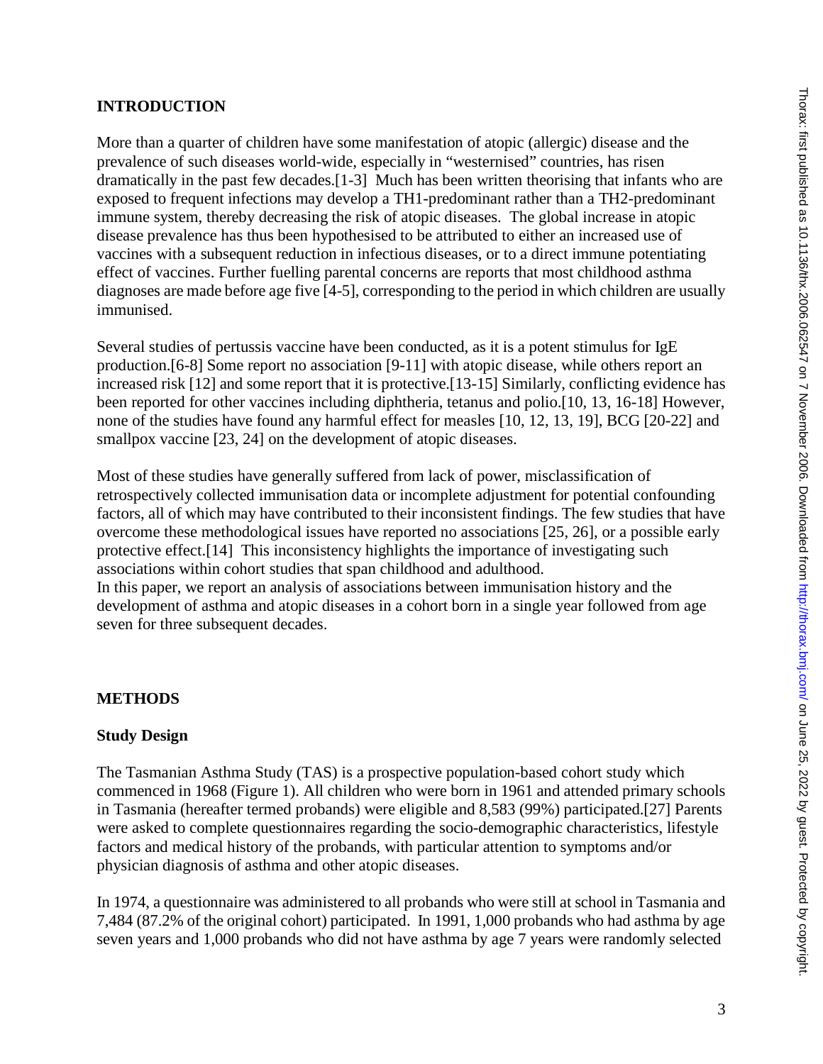## INTRODUCTION

More than a quarter of children have some manifestation of atopic (allergic) disease and the prevalence of such diseases world-wide, especially in "westernised" countries, has risen dramatically in the past few decades.[1-3] Much has been written theorising that infants who are exposed to frequent infections may develop a TH1-predominant rather than a TH2-predominant immune system, thereby decreasing the risk of atopic diseases. The global increase in atopic disease prevalence has thus been hypothesised to be attributed to either an increased use of vaccines with a subsequent reduction in infectious diseases, or to a direct immune potentiating effect of vaccines. Further fuelling parental concerns are reports that most childhood asthma diagnoses are made before age five [4-5], corresponding to the period in which children are usually immunised.

Several studies of pertussis vaccine have been conducted, as it is a potent stimulus for IgE production.[6-8] Some report no association [9-11] with atopic disease, while others report an increased risk [12] and some report that it is protective.[13-15] Similarly, conflicting evidence has been reported for other vaccines including diphtheria, tetanus and polio.[10, 13, 16-18] However, none of the studies have found any harmful effect for measles [10, 12, 13, 19], BCG [20-22] and smallpox vaccine [23, 24] on the development of atopic diseases.

Most of these studies have generally suffered from lack of power, misclassification of retrospectively collected immunisation data or incomplete adjustment for potential confounding factors, all of which may have contributed to their inconsistent findings. The few studies that have overcome these methodological issues have reported no associations [25, 26], or a possible early protective effect.[14] This inconsistency highlights the importance of investigating such associations within cohort studies that span childhood and adulthood.

In this paper, we report an analysis of associations between immunisation history and the development of asthma and atopic diseases in a cohort born in a single year followed from age seven for three subsequent decades.

## METHODS

### Study Design

The Tasmanian Asthma Study (TAS) is a prospective population-based cohort study which commenced in 1968 (Figure 1). All children who were born in 1961 and attended primary schools in Tasmania (hereafter termed probands) were eligible and 8,583 (99%) participated.[27] Parents were asked to complete questionnaires regarding the socio-demographic characteristics, lifestyle factors and medical history of the probands, with particular attention to symptoms and/or physician diagnosis of asthma and other atopic diseases.

In 1974, a questionnaire was administered to all probands who were still at school in Tasmania and 7,484 (87.2% of the original cohort) participated. In 1991, 1,000 probands who had asthma by age seven years and 1,000 probands who did not have asthma by age 7 years were randomly selected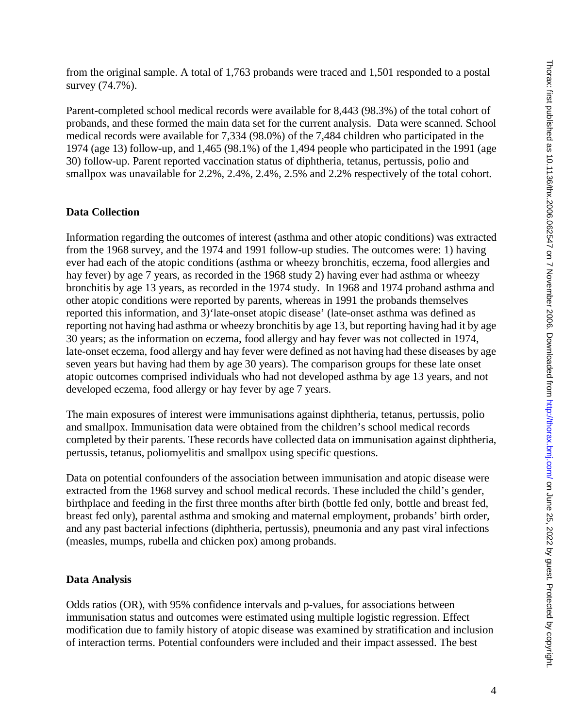from the original sample. A total of 1,763 probands were traced and 1,501 responded to a postal survey (74.7%).

Parent-completed school medical records were available for 8,443 (98.3%) of the total cohort of probands, and these formed the main data set for the current analysis. Data were scanned. School medical records were available for 7,334 (98.0%) of the 7,484 children who participated in the 1974 (age 13) follow-up, and 1,465 (98.1%) of the 1,494 people who participated in the 1991 (age 30) follow-up. Parent reported vaccination status of diphtheria, tetanus, pertussis, polio and smallpox was unavailable for 2.2%, 2.4%, 2.4%, 2.5% and 2.2% respectively of the total cohort.

## Data Collection

Information regarding the outcomes of interest (asthma and other atopic conditions) was extracted from the 1968 survey, and the 1974 and 1991 follow-up studies. The outcomes were: 1) having ever had each of the atopic conditions (asthma or wheezy bronchitis, eczema, food allergies and hay fever) by age 7 years, as recorded in the 1968 study 2) having ever had asthma or wheezy bronchitis by age 13 years, as recorded in the 1974 study. In 1968 and 1974 proband asthma and other atopic conditions were reported by parents, whereas in 1991 the probands themselves reported this information, and 3)'late-onset atopic disease' (late-onset asthma was defined as reporting not having had asthma or wheezy bronchitis by age 13, but reporting having had it by age 30 years; as the information on eczema, food allergy and hay fever was not collected in 1974, late-onset eczema, food allergy and hay fever were defined as not having had these diseases by age seven years but having had them by age 30 years). The comparison groups for these late onset atopic outcomes comprised individuals who had not developed asthma by age 13 years, and not developed eczema, food allergy or hay fever by age 7 years.

The main exposures of interest were immunisations against diphtheria, tetanus, pertussis, polio and smallpox. Immunisation data were obtained from the children's school medical records completed by their parents. These records have collected data on immunisation against diphtheria, pertussis, tetanus, poliomyelitis and smallpox using specific questions.

Data on potential confounders of the association between immunisation and atopic disease were extracted from the 1968 survey and school medical records. These included the child's gender, birthplace and feeding in the first three months after birth (bottle fed only, bottle and breast fed, breast fed only), parental asthma and smoking and maternal employment, probands' birth order, and any past bacterial infections (diphtheria, pertussis), pneumonia and any past viral infections (measles, mumps, rubella and chicken pox) among probands.

## Data Analysis

Odds ratios (OR), with 95% confidence intervals and p-values, for associations between immunisation status and outcomes were estimated using multiple logistic regression. Effect modification due to family history of atopic disease was examined by stratification and inclusion of interaction terms. Potential confounders were included and their impact assessed. The best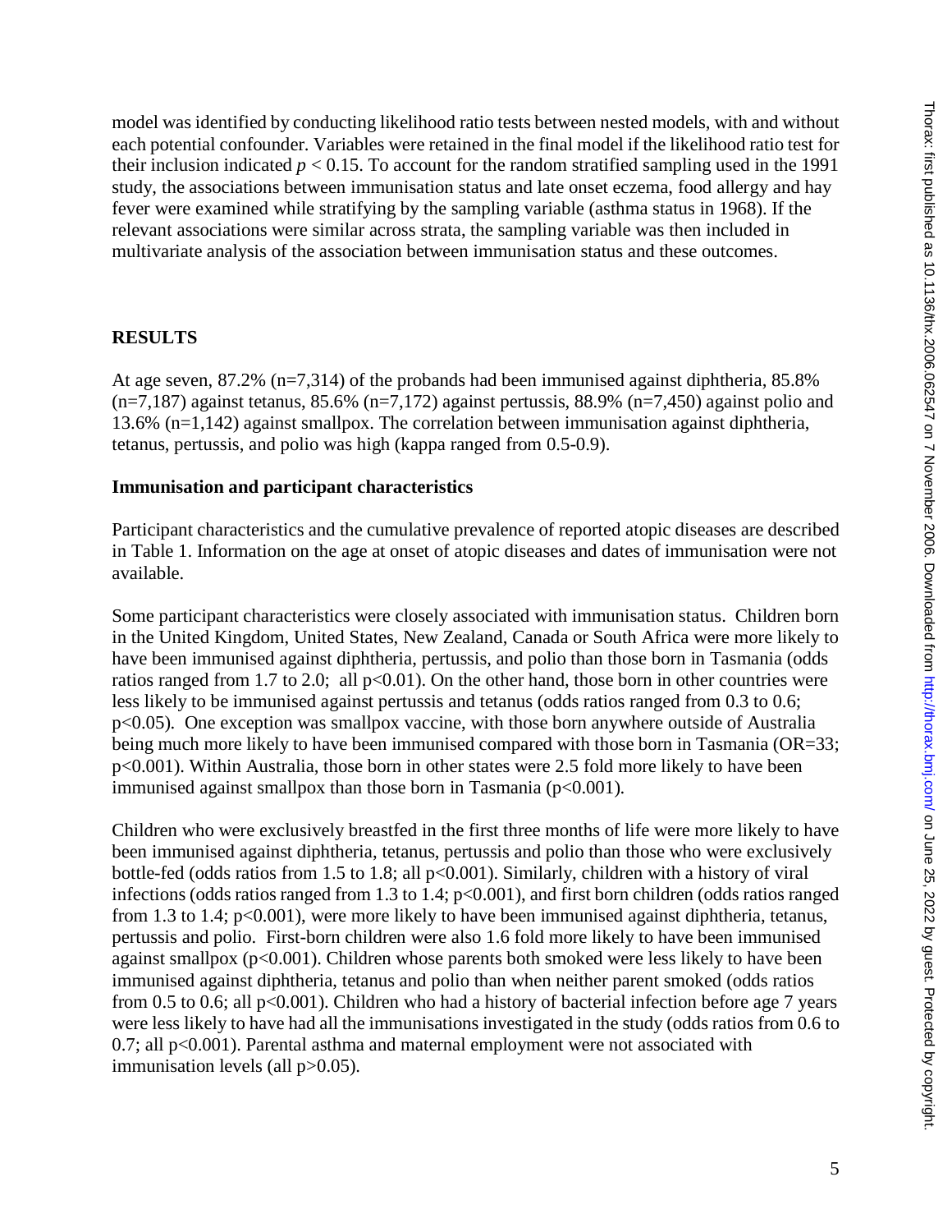model was identified by conducting likelihood ratio tests between nested models, with and without each potential confounder. Variables were retained in the final model if the likelihood ratio test for their inclusion indicated $p < 0.15$. To account for the random stratified sampling used in the 1991 study, the associations between immunisation status and late onset eczema, food allergy and hay fever were examined while stratifying by the sampling variable (asthma status in 1968). If the relevant associations were similar across strata, the sampling variable was then included in multivariate analysis of the association between immunisation status and these outcomes.

## RESULTS

At age seven, 87.2% (n=7,314) of the probands had been immunised against diphtheria, 85.8% (n=7,187) against tetanus, 85.6% (n=7,172) against pertussis, 88.9% (n=7,450) against polio and 13.6% (n=1,142) against smallpox. The correlation between immunisation against diphtheria, tetanus, pertussis, and polio was high (kappa ranged from 0.5-0.9).

### Immunisation and participant characteristics

Participant characteristics and the cumulative prevalence of reported atopic diseases are described in Table 1. Information on the age at onset of atopic diseases and dates of immunisation were not available.

Some participant characteristics were closely associated with immunisation status. Children born in the United Kingdom, United States, New Zealand, Canada or South Africa were more likely to have been immunised against diphtheria, pertussis, and polio than those born in Tasmania (odds ratios ranged from 1.7 to 2.0; all $p<0.01$). On the other hand, those born in other countries were less likely to be immunised against pertussis and tetanus (odds ratios ranged from 0.3 to 0.6; $p<0.05$). One exception was smallpox vaccine, with those born anywhere outside of Australia being much more likely to have been immunised compared with those born in Tasmania (OR=33; $p<0.001$). Within Australia, those born in other states were 2.5 fold more likely to have been immunised against smallpox than those born in Tasmania ($p<0.001$).

Children who were exclusively breastfed in the first three months of life were more likely to have been immunised against diphtheria, tetanus, pertussis and polio than those who were exclusively bottle-fed (odds ratios from 1.5 to 1.8; all $p<0.001$). Similarly, children with a history of viral infections (odds ratios ranged from 1.3 to 1.4; $p<0.001$), and first born children (odds ratios ranged from 1.3 to 1.4; $p<0.001$), were more likely to have been immunised against diphtheria, tetanus, pertussis and polio. First-born children were also 1.6 fold more likely to have been immunised against smallpox ($p<0.001$). Children whose parents both smoked were less likely to have been immunised against diphtheria, tetanus and polio than when neither parent smoked (odds ratios from 0.5 to 0.6; all $p<0.001$). Children who had a history of bacterial infection before age 7 years were less likely to have had all the immunisations investigated in the study (odds ratios from 0.6 to 0.7; all $p<0.001$). Parental asthma and maternal employment were not associated with immunisation levels (all $p>0.05$).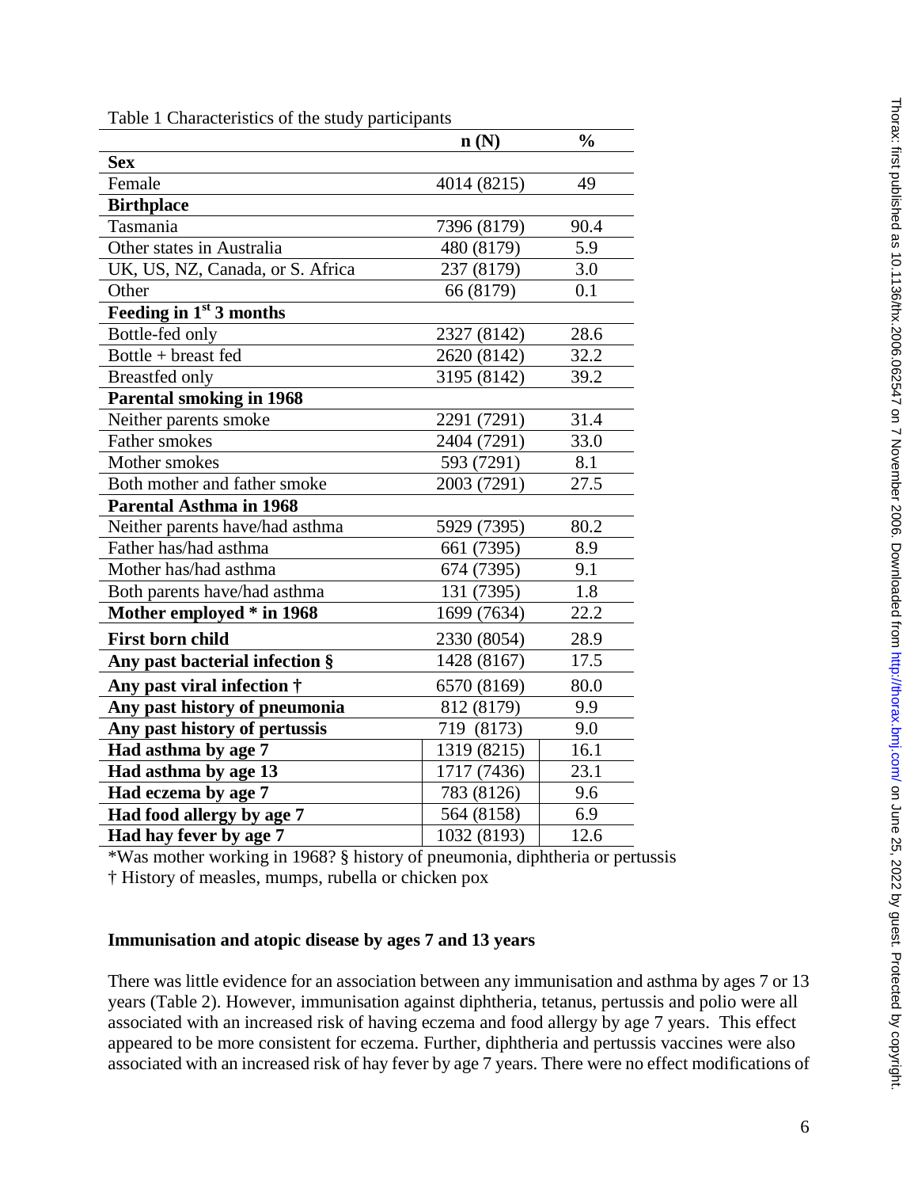Table 1 Characteristics of the study participants

| | n (N) | % |
|---|---|---|
| **Sex** | | |
| Female | 4014 (8215) | 49 |
| **Birthplace** | | |
| Tasmania | 7396 (8179) | 90.4 |
| Other states in Australia | 480 (8179) | 5.9 |
| UK, US, NZ, Canada, or S. Africa | 237 (8179) | 3.0 |
| Other | 66 (8179) | 0.1 |
| **Feeding in 1st 3 months** | | |
| Bottle-fed only | 2327 (8142) | 28.6 |
| Bottle + breast fed | 2620 (8142) | 32.2 |
| Breastfed only | 3195 (8142) | 39.2 |
| **Parental smoking in 1968** | | |
| Neither parents smoke | 2291 (7291) | 31.4 |
| Father smokes | 2404 (7291) | 33.0 |
| Mother smokes | 593 (7291) | 8.1 |
| Both mother and father smoke | 2003 (7291) | 27.5 |
| **Parental Asthma in 1968** | | |
| Neither parents have/had asthma | 5929 (7395) | 80.2 |
| Father has/had asthma | 661 (7395) | 8.9 |
| Mother has/had asthma | 674 (7395) | 9.1 |
| Both parents have/had asthma | 131 (7395) | 1.8 |
| **Mother employed * in 1968** | 1699 (7634) | 22.2 |
| **First born child** | 2330 (8054) | 28.9 |
| **Any past bacterial infection §** | 1428 (8167) | 17.5 |
| **Any past viral infection †** | 6570 (8169) | 80.0 |
| **Any past history of pneumonia** | 812 (8179) | 9.9 |
| **Any past history of pertussis** | 719 (8173) | 9.0 |
| **Had asthma by age 7** | 1319 (8215) | 16.1 |
| **Had asthma by age 13** | 1717 (7436) | 23.1 |
| **Had eczema by age 7** | 783 (8126) | 9.6 |
| **Had food allergy by age 7** | 564 (8158) | 6.9 |
| **Had hay fever by age 7** | 1032 (8193) | 12.6 |

*Was mother working in 1968? § history of pneumonia, diphtheria or pertussis
† History of measles, mumps, rubella or chicken pox

### Immunisation and atopic disease by ages 7 and 13 years

There was little evidence for an association between any immunisation and asthma by ages 7 or 13 years (Table 2). However, immunisation against diphtheria, tetanus, pertussis and polio were all associated with an increased risk of having eczema and food allergy by age 7 years. This effect appeared to be more consistent for eczema. Further, diphtheria and pertussis vaccines were also associated with an increased risk of hay fever by age 7 years. There were no effect modifications of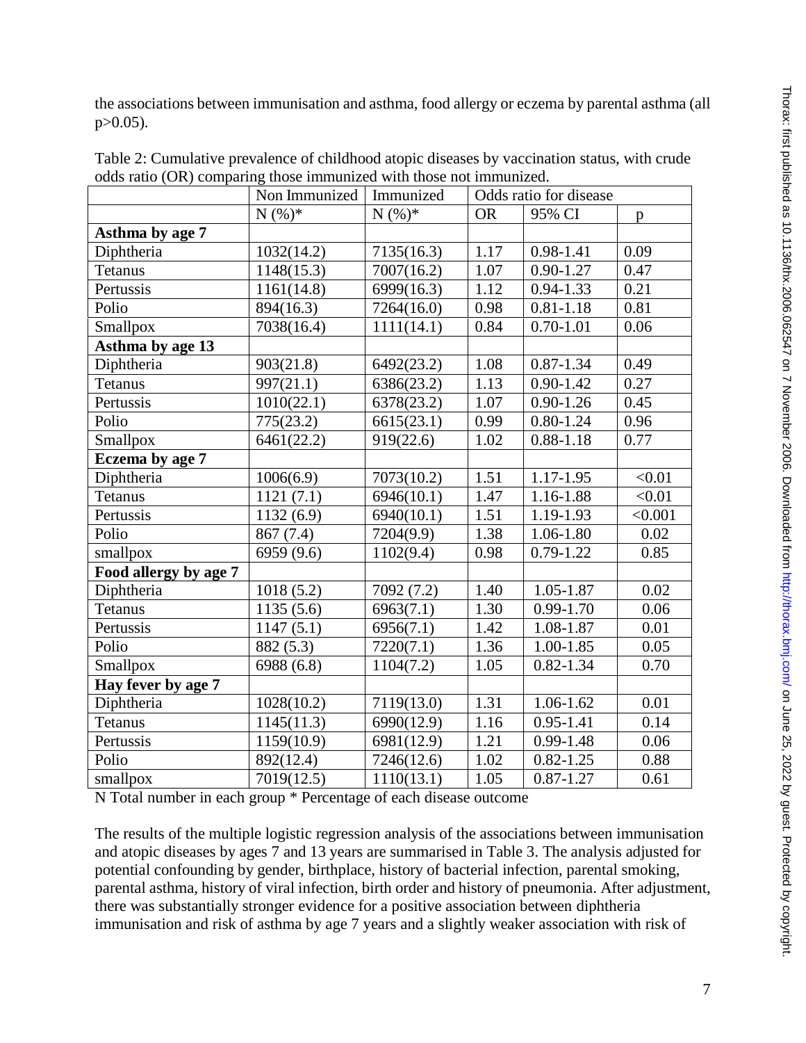the associations between immunisation and asthma, food allergy or eczema by parental asthma (all p>0.05).

Table 2: Cumulative prevalence of childhood atopic diseases by vaccination status, with crude odds ratio (OR) comparing those immunized with those not immunized.

| | Non Immunized | Immunized | Odds ratio for disease | | |
|---|---|---|---|---|---|
| | N (%)* | N (%)* | OR | 95% CI | p |
| **Asthma by age 7** | | | | | |
| Diphtheria | 1032(14.2) | 7135(16.3) | 1.17 | 0.98-1.41 | 0.09 |
| Tetanus | 1148(15.3) | 7007(16.2) | 1.07 | 0.90-1.27 | 0.47 |
| Pertussis | 1161(14.8) | 6999(16.3) | 1.12 | 0.94-1.33 | 0.21 |
| Polio | 894(16.3) | 7264(16.0) | 0.98 | 0.81-1.18 | 0.81 |
| Smallpox | 7038(16.4) | 1111(14.1) | 0.84 | 0.70-1.01 | 0.06 |
| **Asthma by age 13** | | | | | |
| Diphtheria | 903(21.8) | 6492(23.2) | 1.08 | 0.87-1.34 | 0.49 |
| Tetanus | 997(21.1) | 6386(23.2) | 1.13 | 0.90-1.42 | 0.27 |
| Pertussis | 1010(22.1) | 6378(23.2) | 1.07 | 0.90-1.26 | 0.45 |
| Polio | 775(23.2) | 6615(23.1) | 0.99 | 0.80-1.24 | 0.96 |
| Smallpox | 6461(22.2) | 919(22.6) | 1.02 | 0.88-1.18 | 0.77 |
| **Eczema by age 7** | | | | | |
| Diphtheria | 1006(6.9) | 7073(10.2) | 1.51 | 1.17-1.95 | <0.01 |
| Tetanus | 1121 (7.1) | 6946(10.1) | 1.47 | 1.16-1.88 | <0.01 |
| Pertussis | 1132 (6.9) | 6940(10.1) | 1.51 | 1.19-1.93 | <0.001 |
| Polio | 867 (7.4) | 7204(9.9) | 1.38 | 1.06-1.80 | 0.02 |
| smallpox | 6959 (9.6) | 1102(9.4) | 0.98 | 0.79-1.22 | 0.85 |
| **Food allergy by age 7** | | | | | |
| Diphtheria | 1018 (5.2) | 7092 (7.2) | 1.40 | 1.05-1.87 | 0.02 |
| Tetanus | 1135 (5.6) | 6963(7.1) | 1.30 | 0.99-1.70 | 0.06 |
| Pertussis | 1147 (5.1) | 6956(7.1) | 1.42 | 1.08-1.87 | 0.01 |
| Polio | 882 (5.3) | 7220(7.1) | 1.36 | 1.00-1.85 | 0.05 |
| Smallpox | 6988 (6.8) | 1104(7.2) | 1.05 | 0.82-1.34 | 0.70 |
| **Hay fever by age 7** | | | | | |
| Diphtheria | 1028(10.2) | 7119(13.0) | 1.31 | 1.06-1.62 | 0.01 |
| Tetanus | 1145(11.3) | 6990(12.9) | 1.16 | 0.95-1.41 | 0.14 |
| Pertussis | 1159(10.9) | 6981(12.9) | 1.21 | 0.99-1.48 | 0.06 |
| Polio | 892(12.4) | 7246(12.6) | 1.02 | 0.82-1.25 | 0.88 |
| smallpox | 7019(12.5) | 1110(13.1) | 1.05 | 0.87-1.27 | 0.61 |

N Total number in each group * Percentage of each disease outcome

The results of the multiple logistic regression analysis of the associations between immunisation and atopic diseases by ages 7 and 13 years are summarised in Table 3. The analysis adjusted for potential confounding by gender, birthplace, history of bacterial infection, parental smoking, parental asthma, history of viral infection, birth order and history of pneumonia. After adjustment, there was substantially stronger evidence for a positive association between diphtheria immunisation and risk of asthma by age 7 years and a slightly weaker association with risk of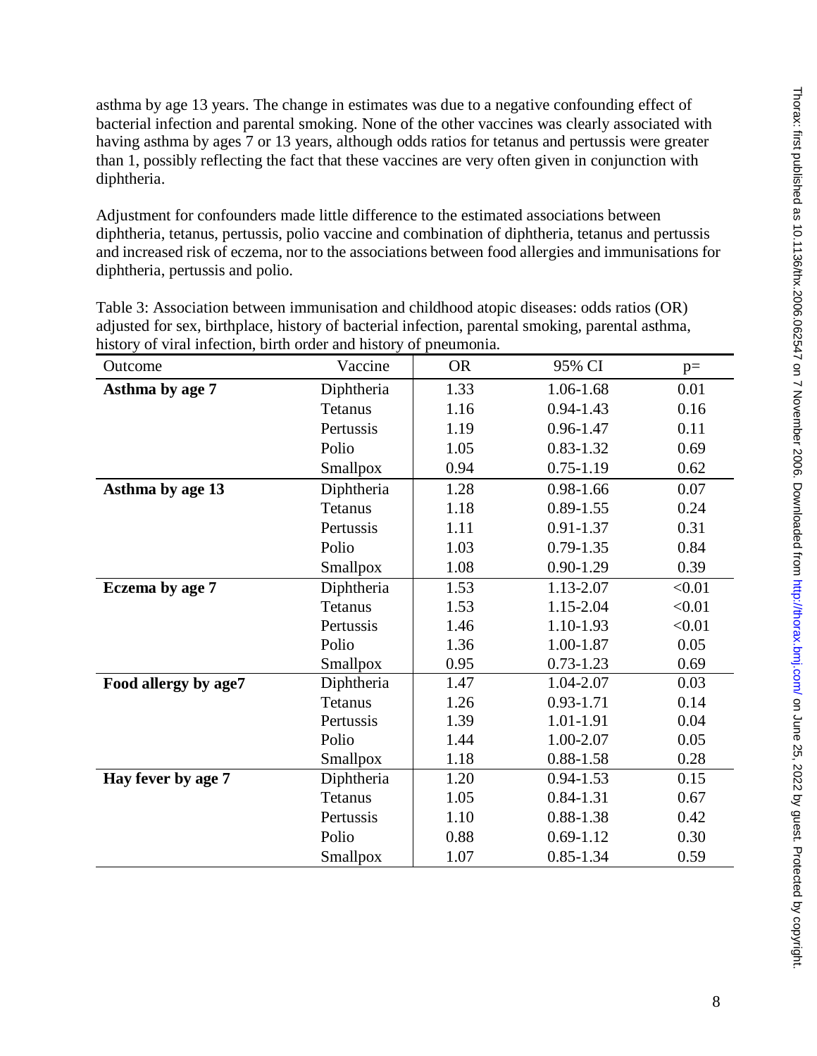asthma by age 13 years. The change in estimates was due to a negative confounding effect of bacterial infection and parental smoking. None of the other vaccines was clearly associated with having asthma by ages 7 or 13 years, although odds ratios for tetanus and pertussis were greater than 1, possibly reflecting the fact that these vaccines are very often given in conjunction with diphtheria.

Adjustment for confounders made little difference to the estimated associations between diphtheria, tetanus, pertussis, polio vaccine and combination of diphtheria, tetanus and pertussis and increased risk of eczema, nor to the associations between food allergies and immunisations for diphtheria, pertussis and polio.

Table 3: Association between immunisation and childhood atopic diseases: odds ratios (OR) adjusted for sex, birthplace, history of bacterial infection, parental smoking, parental asthma, history of viral infection, birth order and history of pneumonia.

| Outcome | Vaccine | OR | 95% CI | p= |
|---|---|---|---|---|
| **Asthma by age 7** | Diphtheria | 1.33 | 1.06-1.68 | 0.01 |
| | Tetanus | 1.16 | 0.94-1.43 | 0.16 |
| | Pertussis | 1.19 | 0.96-1.47 | 0.11 |
| | Polio | 1.05 | 0.83-1.32 | 0.69 |
| | Smallpox | 0.94 | 0.75-1.19 | 0.62 |
| **Asthma by age 13** | Diphtheria | 1.28 | 0.98-1.66 | 0.07 |
| | Tetanus | 1.18 | 0.89-1.55 | 0.24 |
| | Pertussis | 1.11 | 0.91-1.37 | 0.31 |
| | Polio | 1.03 | 0.79-1.35 | 0.84 |
| | Smallpox | 1.08 | 0.90-1.29 | 0.39 |
| **Eczema by age 7** | Diphtheria | 1.53 | 1.13-2.07 | <0.01 |
| | Tetanus | 1.53 | 1.15-2.04 | <0.01 |
| | Pertussis | 1.46 | 1.10-1.93 | <0.01 |
| | Polio | 1.36 | 1.00-1.87 | 0.05 |
| | Smallpox | 0.95 | 0.73-1.23 | 0.69 |
| **Food allergy by age7** | Diphtheria | 1.47 | 1.04-2.07 | 0.03 |
| | Tetanus | 1.26 | 0.93-1.71 | 0.14 |
| | Pertussis | 1.39 | 1.01-1.91 | 0.04 |
| | Polio | 1.44 | 1.00-2.07 | 0.05 |
| | Smallpox | 1.18 | 0.88-1.58 | 0.28 |
| **Hay fever by age 7** | Diphtheria | 1.20 | 0.94-1.53 | 0.15 |
| | Tetanus | 1.05 | 0.84-1.31 | 0.67 |
| | Pertussis | 1.10 | 0.88-1.38 | 0.42 |
| | Polio | 0.88 | 0.69-1.12 | 0.30 |
| | Smallpox | 1.07 | 0.85-1.34 | 0.59 |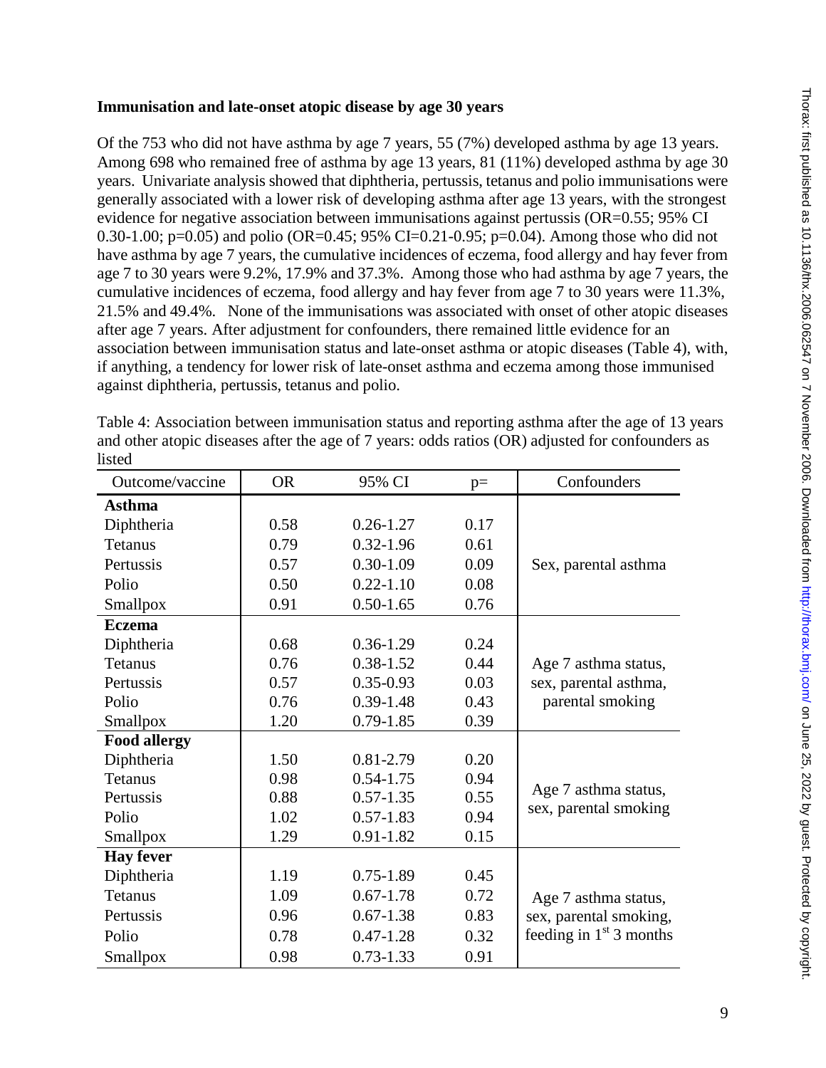**Immunisation and late-onset atopic disease by age 30 years**

Of the 753 who did not have asthma by age 7 years, 55 (7%) developed asthma by age 13 years. Among 698 who remained free of asthma by age 13 years, 81 (11%) developed asthma by age 30 years. Univariate analysis showed that diphtheria, pertussis, tetanus and polio immunisations were generally associated with a lower risk of developing asthma after age 13 years, with the strongest evidence for negative association between immunisations against pertussis (OR=0.55; 95% CI 0.30-1.00; p=0.05) and polio (OR=0.45; 95% CI=0.21-0.95; p=0.04). Among those who did not have asthma by age 7 years, the cumulative incidences of eczema, food allergy and hay fever from age 7 to 30 years were 9.2%, 17.9% and 37.3%. Among those who had asthma by age 7 years, the cumulative incidences of eczema, food allergy and hay fever from age 7 to 30 years were 11.3%, 21.5% and 49.4%. None of the immunisations was associated with onset of other atopic diseases after age 7 years. After adjustment for confounders, there remained little evidence for an association between immunisation status and late-onset asthma or atopic diseases (Table 4), with, if anything, a tendency for lower risk of late-onset asthma and eczema among those immunised against diphtheria, pertussis, tetanus and polio.

Table 4: Association between immunisation status and reporting asthma after the age of 13 years and other atopic diseases after the age of 7 years: odds ratios (OR) adjusted for confounders as listed

| Outcome/vaccine | OR | 95% CI | p= | Confounders |
|---|---|---|---|---|
| **Asthma** | | | | |
| Diphtheria | 0.58 | 0.26-1.27 | 0.17 | Sex, parental asthma |
| Tetanus | 0.79 | 0.32-1.96 | 0.61 | |
| Pertussis | 0.57 | 0.30-1.09 | 0.09 | |
| Polio | 0.50 | 0.22-1.10 | 0.08 | |
| Smallpox | 0.91 | 0.50-1.65 | 0.76 | |
| **Eczema** | | | | |
| Diphtheria | 0.68 | 0.36-1.29 | 0.24 | Age 7 asthma status, sex, parental asthma, parental smoking |
| Tetanus | 0.76 | 0.38-1.52 | 0.44 | |
| Pertussis | 0.57 | 0.35-0.93 | 0.03 | |
| Polio | 0.76 | 0.39-1.48 | 0.43 | |
| Smallpox | 1.20 | 0.79-1.85 | 0.39 | |
| **Food allergy** | | | | |
| Diphtheria | 1.50 | 0.81-2.79 | 0.20 | Age 7 asthma status, sex, parental smoking |
| Tetanus | 0.98 | 0.54-1.75 | 0.94 | |
| Pertussis | 0.88 | 0.57-1.35 | 0.55 | |
| Polio | 1.02 | 0.57-1.83 | 0.94 | |
| Smallpox | 1.29 | 0.91-1.82 | 0.15 | |
| **Hay fever** | | | | |
| Diphtheria | 1.19 | 0.75-1.89 | 0.45 | Age 7 asthma status, sex, parental smoking, feeding in 1st 3 months |
| Tetanus | 1.09 | 0.67-1.78 | 0.72 | |
| Pertussis | 0.96 | 0.67-1.38 | 0.83 | |
| Polio | 0.78 | 0.47-1.28 | 0.32 | |
| Smallpox | 0.98 | 0.73-1.33 | 0.91 | |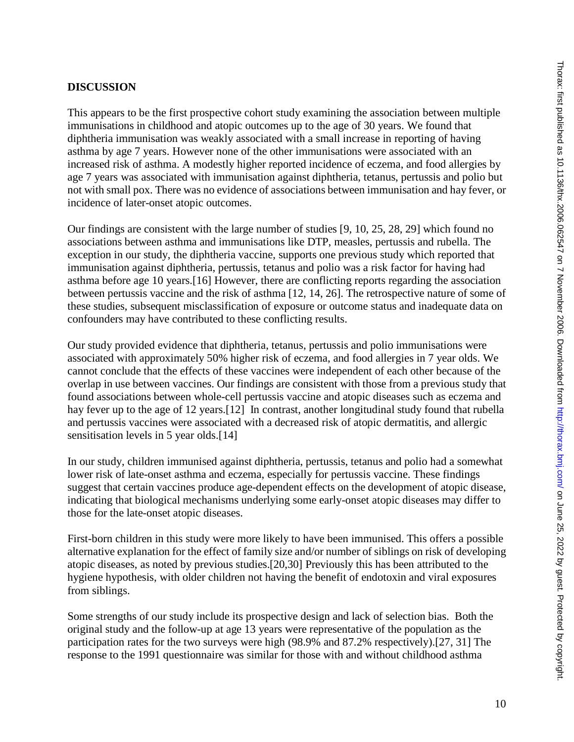## DISCUSSION

This appears to be the first prospective cohort study examining the association between multiple immunisations in childhood and atopic outcomes up to the age of 30 years. We found that diphtheria immunisation was weakly associated with a small increase in reporting of having asthma by age 7 years. However none of the other immunisations were associated with an increased risk of asthma. A modestly higher reported incidence of eczema, and food allergies by age 7 years was associated with immunisation against diphtheria, tetanus, pertussis and polio but not with small pox. There was no evidence of associations between immunisation and hay fever, or incidence of later-onset atopic outcomes.

Our findings are consistent with the large number of studies [9, 10, 25, 28, 29] which found no associations between asthma and immunisations like DTP, measles, pertussis and rubella. The exception in our study, the diphtheria vaccine, supports one previous study which reported that immunisation against diphtheria, pertussis, tetanus and polio was a risk factor for having had asthma before age 10 years.[16] However, there are conflicting reports regarding the association between pertussis vaccine and the risk of asthma [12, 14, 26]. The retrospective nature of some of these studies, subsequent misclassification of exposure or outcome status and inadequate data on confounders may have contributed to these conflicting results.

Our study provided evidence that diphtheria, tetanus, pertussis and polio immunisations were associated with approximately 50% higher risk of eczema, and food allergies in 7 year olds. We cannot conclude that the effects of these vaccines were independent of each other because of the overlap in use between vaccines. Our findings are consistent with those from a previous study that found associations between whole-cell pertussis vaccine and atopic diseases such as eczema and hay fever up to the age of 12 years.[12] In contrast, another longitudinal study found that rubella and pertussis vaccines were associated with a decreased risk of atopic dermatitis, and allergic sensitisation levels in 5 year olds.[14]

In our study, children immunised against diphtheria, pertussis, tetanus and polio had a somewhat lower risk of late-onset asthma and eczema, especially for pertussis vaccine. These findings suggest that certain vaccines produce age-dependent effects on the development of atopic disease, indicating that biological mechanisms underlying some early-onset atopic diseases may differ to those for the late-onset atopic diseases.

First-born children in this study were more likely to have been immunised. This offers a possible alternative explanation for the effect of family size and/or number of siblings on risk of developing atopic diseases, as noted by previous studies.[20,30] Previously this has been attributed to the hygiene hypothesis, with older children not having the benefit of endotoxin and viral exposures from siblings.

Some strengths of our study include its prospective design and lack of selection bias. Both the original study and the follow-up at age 13 years were representative of the population as the participation rates for the two surveys were high (98.9% and 87.2% respectively).[27, 31] The response to the 1991 questionnaire was similar for those with and without childhood asthma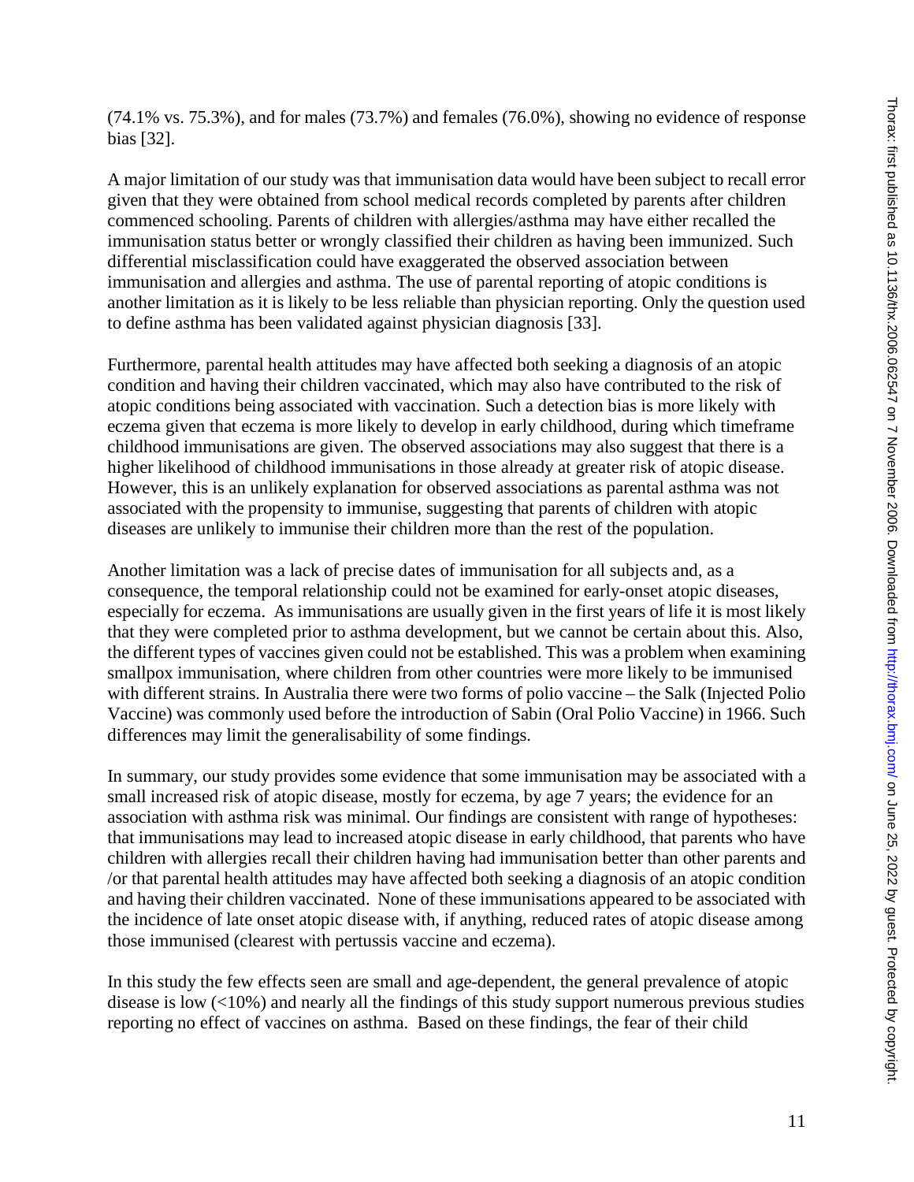(74.1% vs. 75.3%), and for males (73.7%) and females (76.0%), showing no evidence of response bias [32].

A major limitation of our study was that immunisation data would have been subject to recall error given that they were obtained from school medical records completed by parents after children commenced schooling. Parents of children with allergies/asthma may have either recalled the immunisation status better or wrongly classified their children as having been immunized. Such differential misclassification could have exaggerated the observed association between immunisation and allergies and asthma. The use of parental reporting of atopic conditions is another limitation as it is likely to be less reliable than physician reporting. Only the question used to define asthma has been validated against physician diagnosis [33].

Furthermore, parental health attitudes may have affected both seeking a diagnosis of an atopic condition and having their children vaccinated, which may also have contributed to the risk of atopic conditions being associated with vaccination. Such a detection bias is more likely with eczema given that eczema is more likely to develop in early childhood, during which timeframe childhood immunisations are given. The observed associations may also suggest that there is a higher likelihood of childhood immunisations in those already at greater risk of atopic disease. However, this is an unlikely explanation for observed associations as parental asthma was not associated with the propensity to immunise, suggesting that parents of children with atopic diseases are unlikely to immunise their children more than the rest of the population.

Another limitation was a lack of precise dates of immunisation for all subjects and, as a consequence, the temporal relationship could not be examined for early-onset atopic diseases, especially for eczema. As immunisations are usually given in the first years of life it is most likely that they were completed prior to asthma development, but we cannot be certain about this. Also, the different types of vaccines given could not be established. This was a problem when examining smallpox immunisation, where children from other countries were more likely to be immunised with different strains. In Australia there were two forms of polio vaccine – the Salk (Injected Polio Vaccine) was commonly used before the introduction of Sabin (Oral Polio Vaccine) in 1966. Such differences may limit the generalisability of some findings.

In summary, our study provides some evidence that some immunisation may be associated with a small increased risk of atopic disease, mostly for eczema, by age 7 years; the evidence for an association with asthma risk was minimal. Our findings are consistent with range of hypotheses: that immunisations may lead to increased atopic disease in early childhood, that parents who have children with allergies recall their children having had immunisation better than other parents and /or that parental health attitudes may have affected both seeking a diagnosis of an atopic condition and having their children vaccinated. None of these immunisations appeared to be associated with the incidence of late onset atopic disease with, if anything, reduced rates of atopic disease among those immunised (clearest with pertussis vaccine and eczema).

In this study the few effects seen are small and age-dependent, the general prevalence of atopic disease is low (<10%) and nearly all the findings of this study support numerous previous studies reporting no effect of vaccines on asthma. Based on these findings, the fear of their child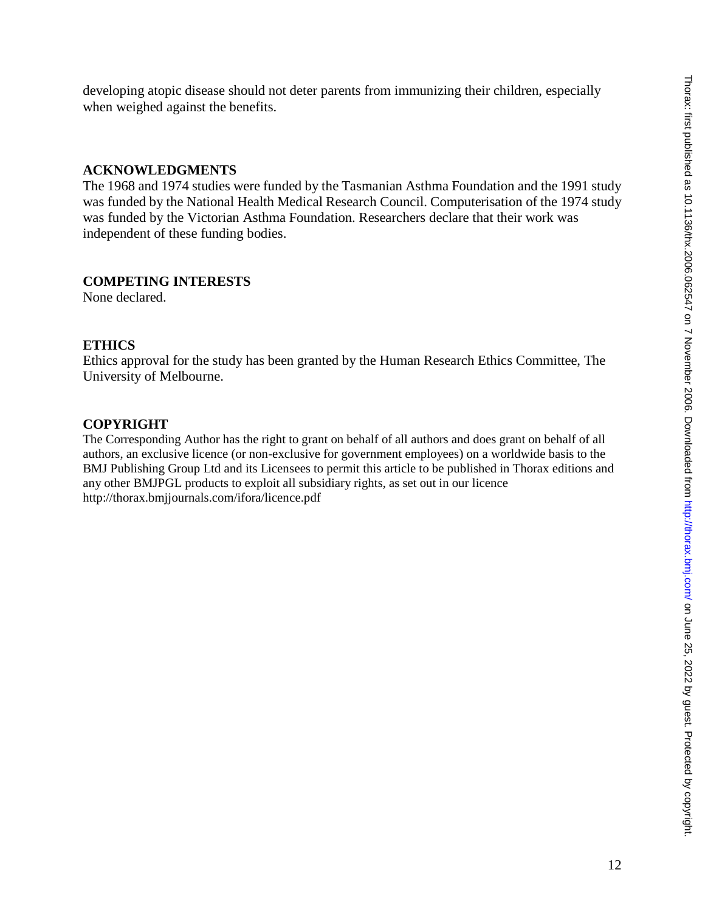developing atopic disease should not deter parents from immunizing their children, especially when weighed against the benefits.

## ACKNOWLEDGMENTS

The 1968 and 1974 studies were funded by the Tasmanian Asthma Foundation and the 1991 study was funded by the National Health Medical Research Council. Computerisation of the 1974 study was funded by the Victorian Asthma Foundation. Researchers declare that their work was independent of these funding bodies.

## COMPETING INTERESTS

None declared.

## ETHICS

Ethics approval for the study has been granted by the Human Research Ethics Committee, The University of Melbourne.

## COPYRIGHT

The Corresponding Author has the right to grant on behalf of all authors and does grant on behalf of all authors, an exclusive licence (or non-exclusive for government employees) on a worldwide basis to the BMJ Publishing Group Ltd and its Licensees to permit this article to be published in Thorax editions and any other BMJPGL products to exploit all subsidiary rights, as set out in our licence http://thorax.bmjjournals.com/ifora/licence.pdf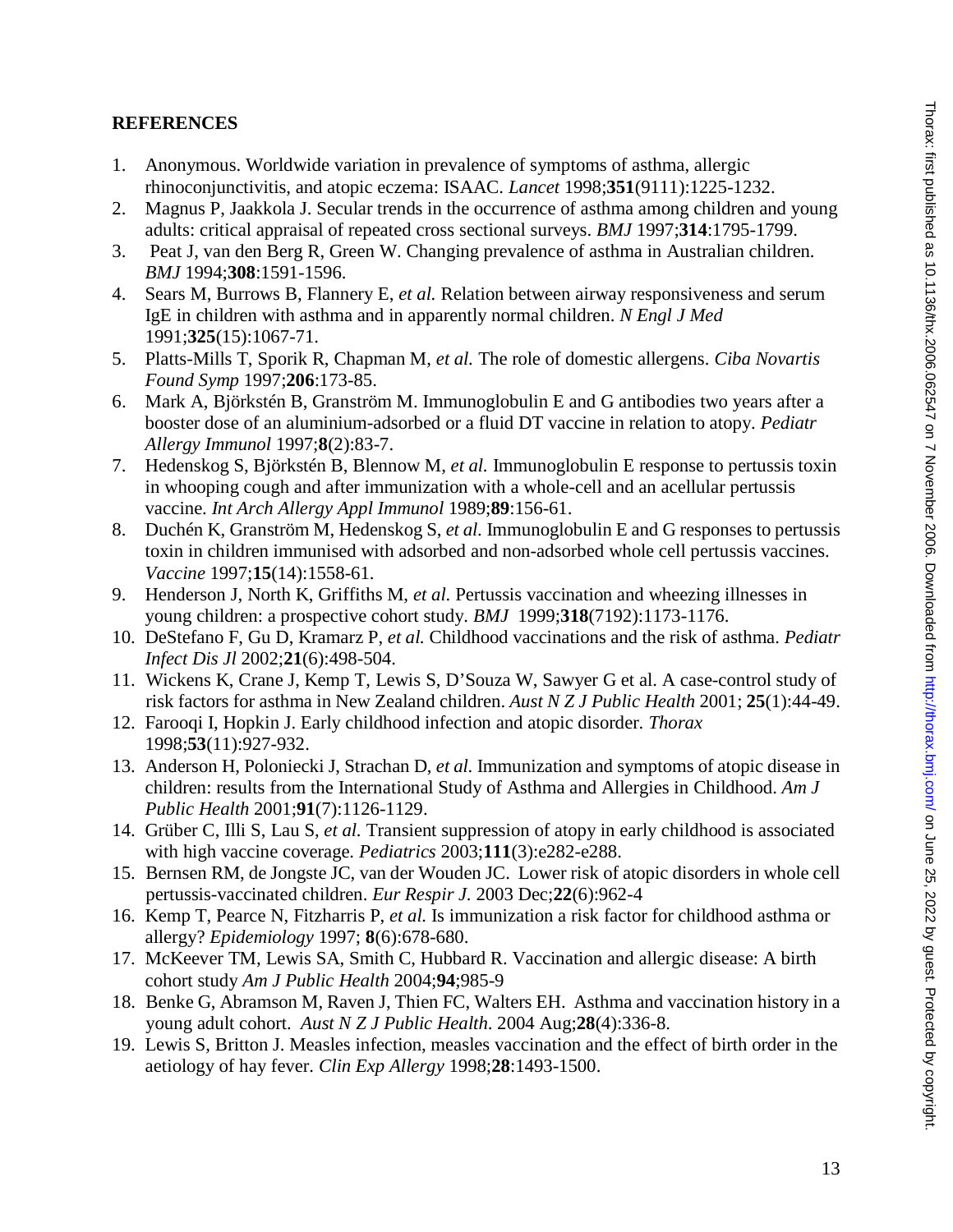## REFERENCES

1. Anonymous. Worldwide variation in prevalence of symptoms of asthma, allergic rhinoconjunctivitis, and atopic eczema: ISAAC. *Lancet* 1998;**351**(9111):1225-1232.
2. Magnus P, Jaakkola J. Secular trends in the occurrence of asthma among children and young adults: critical appraisal of repeated cross sectional surveys. *BMJ* 1997;**314**:1795-1799.
3. Peat J, van den Berg R, Green W. Changing prevalence of asthma in Australian children. *BMJ* 1994;**308**:1591-1596.
4. Sears M, Burrows B, Flannery E, *et al.* Relation between airway responsiveness and serum IgE in children with asthma and in apparently normal children. *N Engl J Med* 1991;**325**(15):1067-71.
5. Platts-Mills T, Sporik R, Chapman M, *et al.* The role of domestic allergens. *Ciba Novartis Found Symp* 1997;**206**:173-85.
6. Mark A, Björkstén B, Granström M. Immunoglobulin E and G antibodies two years after a booster dose of an aluminium-adsorbed or a fluid DT vaccine in relation to atopy. *Pediatr Allergy Immunol* 1997;**8**(2):83-7.
7. Hedenskog S, Björkstén B, Blennow M, *et al.* Immunoglobulin E response to pertussis toxin in whooping cough and after immunization with a whole-cell and an acellular pertussis vaccine. *Int Arch Allergy Appl Immunol* 1989;**89**:156-61.
8. Duchén K, Granström M, Hedenskog S, *et al.* Immunoglobulin E and G responses to pertussis toxin in children immunised with adsorbed and non-adsorbed whole cell pertussis vaccines. *Vaccine* 1997;**15**(14):1558-61.
9. Henderson J, North K, Griffiths M, *et al.* Pertussis vaccination and wheezing illnesses in young children: a prospective cohort study. *BMJ* 1999;**318**(7192):1173-1176.
10. DeStefano F, Gu D, Kramarz P, *et al.* Childhood vaccinations and the risk of asthma. *Pediatr Infect Dis Jl* 2002;**21**(6):498-504.
11. Wickens K, Crane J, Kemp T, Lewis S, D'Souza W, Sawyer G et al. A case-control study of risk factors for asthma in New Zealand children. *Aust N Z J Public Health* 2001; **25**(1):44-49.
12. Farooqi I, Hopkin J. Early childhood infection and atopic disorder. *Thorax* 1998;**53**(11):927-932.
13. Anderson H, Poloniecki J, Strachan D, *et al.* Immunization and symptoms of atopic disease in children: results from the International Study of Asthma and Allergies in Childhood. *Am J Public Health* 2001;**91**(7):1126-1129.
14. Grüber C, Illi S, Lau S, *et al.* Transient suppression of atopy in early childhood is associated with high vaccine coverage. *Pediatrics* 2003;**111**(3):e282-e288.
15. Bernsen RM, de Jongste JC, van der Wouden JC. Lower risk of atopic disorders in whole cell pertussis-vaccinated children. *Eur Respir J.* 2003 Dec;**22**(6):962-4
16. Kemp T, Pearce N, Fitzharris P, *et al.* Is immunization a risk factor for childhood asthma or allergy? *Epidemiology* 1997; **8**(6):678-680.
17. McKeever TM, Lewis SA, Smith C, Hubbard R. Vaccination and allergic disease: A birth cohort study *Am J Public Health* 2004;**94**;985-9
18. Benke G, Abramson M, Raven J, Thien FC, Walters EH. Asthma and vaccination history in a young adult cohort. *Aust N Z J Public Health*. 2004 Aug;**28**(4):336-8.
19. Lewis S, Britton J. Measles infection, measles vaccination and the effect of birth order in the aetiology of hay fever. *Clin Exp Allergy* 1998;**28**:1493-1500.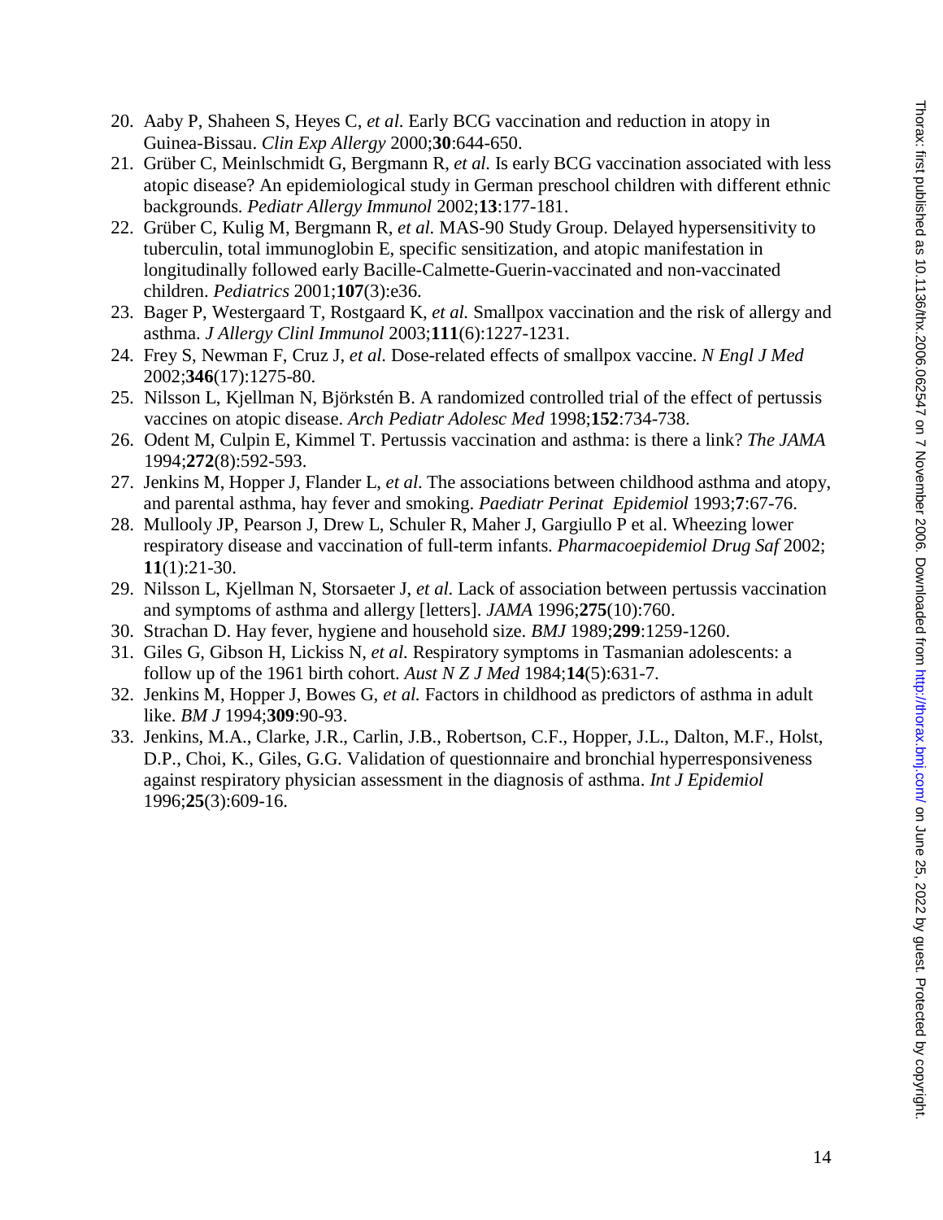20. Aaby P, Shaheen S, Heyes C, *et al*. Early BCG vaccination and reduction in atopy in Guinea-Bissau. *Clin Exp Allergy* 2000;**30**:644-650.
21. Grüber C, Meinlschmidt G, Bergmann R, *et al.* Is early BCG vaccination associated with less atopic disease? An epidemiological study in German preschool children with different ethnic backgrounds. *Pediatr Allergy Immunol* 2002;**13**:177-181.
22. Grüber C, Kulig M, Bergmann R, *et al.* MAS-90 Study Group. Delayed hypersensitivity to tuberculin, total immunoglobin E, specific sensitization, and atopic manifestation in longitudinally followed early Bacille-Calmette-Guerin-vaccinated and non-vaccinated children. *Pediatrics* 2001;**107**(3):e36.
23. Bager P, Westergaard T, Rostgaard K, *et al.* Smallpox vaccination and the risk of allergy and asthma. *J Allergy Clinl Immunol* 2003;**111**(6):1227-1231.
24. Frey S, Newman F, Cruz J, *et al.* Dose-related effects of smallpox vaccine. *N Engl J Med* 2002;**346**(17):1275-80.
25. Nilsson L, Kjellman N, Björkstén B. A randomized controlled trial of the effect of pertussis vaccines on atopic disease. *Arch Pediatr Adolesc Med* 1998;**152**:734-738.
26. Odent M, Culpin E, Kimmel T. Pertussis vaccination and asthma: is there a link? *The JAMA* 1994;**272**(8):592-593.
27. Jenkins M, Hopper J, Flander L, *et al*. The associations between childhood asthma and atopy, and parental asthma, hay fever and smoking. *Paediatr Perinat Epidemiol* 1993;**7**:67-76.
28. Mullooly JP, Pearson J, Drew L, Schuler R, Maher J, Gargiullo P et al. Wheezing lower respiratory disease and vaccination of full-term infants. *Pharmacoepidemiol Drug Saf* 2002; **11**(1):21-30.
29. Nilsson L, Kjellman N, Storsaeter J, *et al*. Lack of association between pertussis vaccination and symptoms of asthma and allergy [letters]. *JAMA* 1996;**275**(10):760.
30. Strachan D. Hay fever, hygiene and household size. *BMJ* 1989;**299**:1259-1260.
31. Giles G, Gibson H, Lickiss N, *et al*. Respiratory symptoms in Tasmanian adolescents: a follow up of the 1961 birth cohort. *Aust N Z J Med* 1984;**14**(5):631-7.
32. Jenkins M, Hopper J, Bowes G, *et al.* Factors in childhood as predictors of asthma in adult like. *BM J* 1994;**309**:90-93.
33. Jenkins, M.A., Clarke, J.R., Carlin, J.B., Robertson, C.F., Hopper, J.L., Dalton, M.F., Holst, D.P., Choi, K., Giles, G.G. Validation of questionnaire and bronchial hyperresponsiveness against respiratory physician assessment in the diagnosis of asthma. *Int J Epidemiol* 1996;**25**(3):609-16.